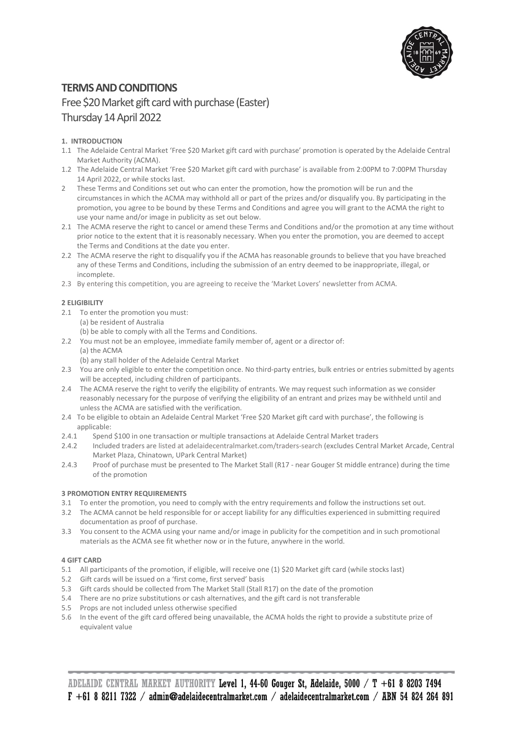# TERMS AND CONDITIONS

## Free $20 Market gift card with purchase (Easter)

## Thursday 14 April 2022

### 1. INTRODUCTION

1.1 The Adelaide Central Market 'Free $20 Market gift card with purchase' promotion is operated by the Adelaide Central Market Authority (ACMA).

1.2 The Adelaide Central Market 'Free $20 Market gift card with purchase' is available from 2:00PM to 7:00PM Thursday 14 April 2022, or while stocks last.

2 These Terms and Conditions set out who can enter the promotion, how the promotion will be run and the circumstances in which the ACMA may withhold all or part of the prizes and/or disqualify you. By participating in the promotion, you agree to be bound by these Terms and Conditions and agree you will grant to the ACMA the right to use your name and/or image in publicity as set out below.

2.1 The ACMA reserve the right to cancel or amend these Terms and Conditions and/or the promotion at any time without prior notice to the extent that it is reasonably necessary. When you enter the promotion, you are deemed to accept the Terms and Conditions at the date you enter.

2.2 The ACMA reserve the right to disqualify you if the ACMA has reasonable grounds to believe that you have breached any of these Terms and Conditions, including the submission of an entry deemed to be inappropriate, illegal, or incomplete.

2.3 By entering this competition, you are agreeing to receive the 'Market Lovers' newsletter from ACMA.

### 2 ELIGIBILITY

2.1 To enter the promotion you must:
  (a) be resident of Australia
  (b) be able to comply with all the Terms and Conditions.

2.2 You must not be an employee, immediate family member of, agent or a director of:
  (a) the ACMA
  (b) any stall holder of the Adelaide Central Market

2.3 You are only eligible to enter the competition once. No third-party entries, bulk entries or entries submitted by agents will be accepted, including children of participants.

2.4 The ACMA reserve the right to verify the eligibility of entrants. We may request such information as we consider reasonably necessary for the purpose of verifying the eligibility of an entrant and prizes may be withheld until and unless the ACMA are satisfied with the verification.

2.4 To be eligible to obtain an Adelaide Central Market 'Free $20 Market gift card with purchase', the following is applicable:

2.4.1 Spend $100 in one transaction or multiple transactions at Adelaide Central Market traders

2.4.2 Included traders are listed at adelaidecentralmarket.com/traders-search (excludes Central Market Arcade, Central Market Plaza, Chinatown, UPark Central Market)

2.4.3 Proof of purchase must be presented to The Market Stall (R17 - near Gouger St middle entrance) during the time of the promotion

### 3 PROMOTION ENTRY REQUIREMENTS

3.1 To enter the promotion, you need to comply with the entry requirements and follow the instructions set out.

3.2 The ACMA cannot be held responsible for or accept liability for any difficulties experienced in submitting required documentation as proof of purchase.

3.3 You consent to the ACMA using your name and/or image in publicity for the competition and in such promotional materials as the ACMA see fit whether now or in the future, anywhere in the world.

### 4 GIFT CARD

5.1 All participants of the promotion, if eligible, will receive one (1) $20 Market gift card (while stocks last)

5.2 Gift cards will be issued on a 'first come, first served' basis

5.3 Gift cards should be collected from The Market Stall (Stall R17) on the date of the promotion

5.4 There are no prize substitutions or cash alternatives, and the gift card is not transferable

5.5 Props are not included unless otherwise specified

5.6 In the event of the gift card offered being unavailable, the ACMA holds the right to provide a substitute prize of equivalent value

ADELAIDE CENTRAL MARKET AUTHORITY Level 1, 44-60 Gouger St, Adelaide, 5000 / T +61 8 8203 7494
F +61 8 8211 7322 / admin@adelaidecentralmarket.com / adelaidecentralmarket.com / ABN 54 824 264 891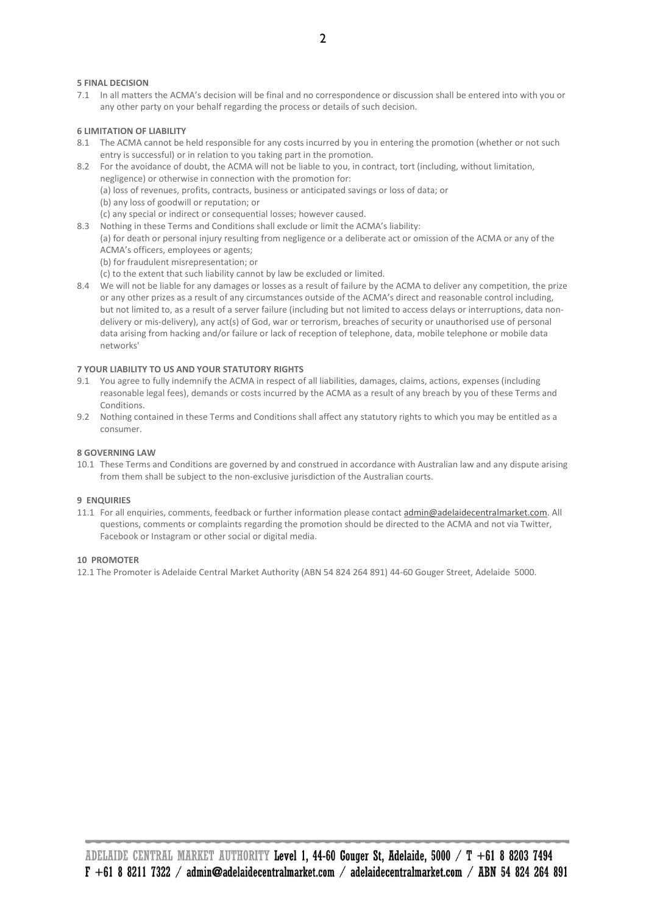**5 FINAL DECISION**

7.1 In all matters the ACMA's decision will be final and no correspondence or discussion shall be entered into with you or any other party on your behalf regarding the process or details of such decision.

**6 LIMITATION OF LIABILITY**

8.1 The ACMA cannot be held responsible for any costs incurred by you in entering the promotion (whether or not such entry is successful) or in relation to you taking part in the promotion.

8.2 For the avoidance of doubt, the ACMA will not be liable to you, in contract, tort (including, without limitation, negligence) or otherwise in connection with the promotion for:
(a) loss of revenues, profits, contracts, business or anticipated savings or loss of data; or
(b) any loss of goodwill or reputation; or
(c) any special or indirect or consequential losses; however caused.

8.3 Nothing in these Terms and Conditions shall exclude or limit the ACMA's liability:
(a) for death or personal injury resulting from negligence or a deliberate act or omission of the ACMA or any of the ACMA's officers, employees or agents;
(b) for fraudulent misrepresentation; or
(c) to the extent that such liability cannot by law be excluded or limited.

8.4 We will not be liable for any damages or losses as a result of failure by the ACMA to deliver any competition, the prize or any other prizes as a result of any circumstances outside of the ACMA's direct and reasonable control including, but not limited to, as a result of a server failure (including but not limited to access delays or interruptions, data non-delivery or mis-delivery), any act(s) of God, war or terrorism, breaches of security or unauthorised use of personal data arising from hacking and/or failure or lack of reception of telephone, data, mobile telephone or mobile data networks'

**7 YOUR LIABILITY TO US AND YOUR STATUTORY RIGHTS**

9.1 You agree to fully indemnify the ACMA in respect of all liabilities, damages, claims, actions, expenses (including reasonable legal fees), demands or costs incurred by the ACMA as a result of any breach by you of these Terms and Conditions.

9.2 Nothing contained in these Terms and Conditions shall affect any statutory rights to which you may be entitled as a consumer.

**8 GOVERNING LAW**

10.1 These Terms and Conditions are governed by and construed in accordance with Australian law and any dispute arising from them shall be subject to the non-exclusive jurisdiction of the Australian courts.

**9 ENQUIRIES**

11.1 For all enquiries, comments, feedback or further information please contact admin@adelaidecentralmarket.com. All questions, comments or complaints regarding the promotion should be directed to the ACMA and not via Twitter, Facebook or Instagram or other social or digital media.

**10 PROMOTER**

12.1 The Promoter is Adelaide Central Market Authority (ABN 54 824 264 891) 44-60 Gouger Street, Adelaide 5000.